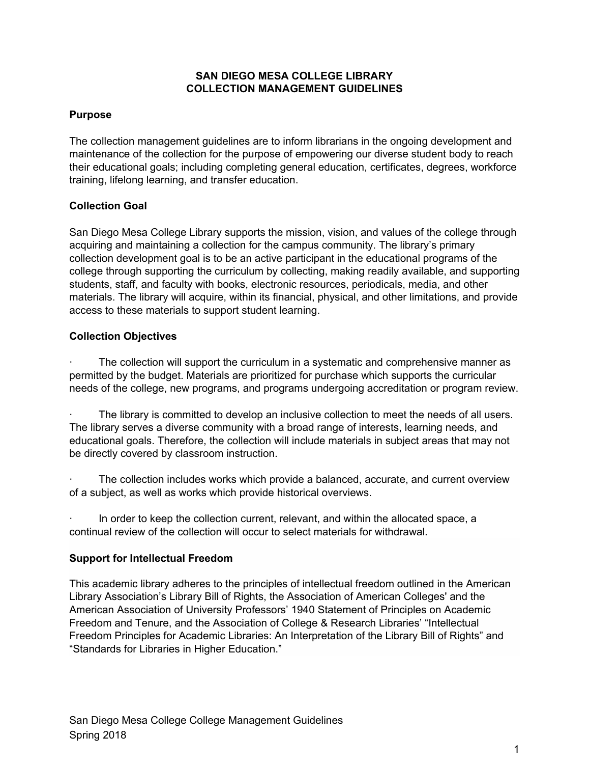# SAN DIEGO MESA COLLEGE LIBRARY
# COLLECTION MANAGEMENT GUIDELINES

**Purpose**

The collection management guidelines are to inform librarians in the ongoing development and maintenance of the collection for the purpose of empowering our diverse student body to reach their educational goals; including completing general education, certificates, degrees, workforce training, lifelong learning, and transfer education.

**Collection Goal**

San Diego Mesa College Library supports the mission, vision, and values of the college through acquiring and maintaining a collection for the campus community. The library's primary collection development goal is to be an active participant in the educational programs of the college through supporting the curriculum by collecting, making readily available, and supporting students, staff, and faculty with books, electronic resources, periodicals, media, and other materials. The library will acquire, within its financial, physical, and other limitations, and provide access to these materials to support student learning.

**Collection Objectives**

- The collection will support the curriculum in a systematic and comprehensive manner as permitted by the budget. Materials are prioritized for purchase which supports the curricular needs of the college, new programs, and programs undergoing accreditation or program review.

- The library is committed to develop an inclusive collection to meet the needs of all users. The library serves a diverse community with a broad range of interests, learning needs, and educational goals. Therefore, the collection will include materials in subject areas that may not be directly covered by classroom instruction.

- The collection includes works which provide a balanced, accurate, and current overview of a subject, as well as works which provide historical overviews.

- In order to keep the collection current, relevant, and within the allocated space, a continual review of the collection will occur to select materials for withdrawal.

**Support for Intellectual Freedom**

This academic library adheres to the principles of intellectual freedom outlined in the American Library Association's Library Bill of Rights, the Association of American Colleges' and the American Association of University Professors' 1940 Statement of Principles on Academic Freedom and Tenure, and the Association of College & Research Libraries' "Intellectual Freedom Principles for Academic Libraries: An Interpretation of the Library Bill of Rights" and "Standards for Libraries in Higher Education."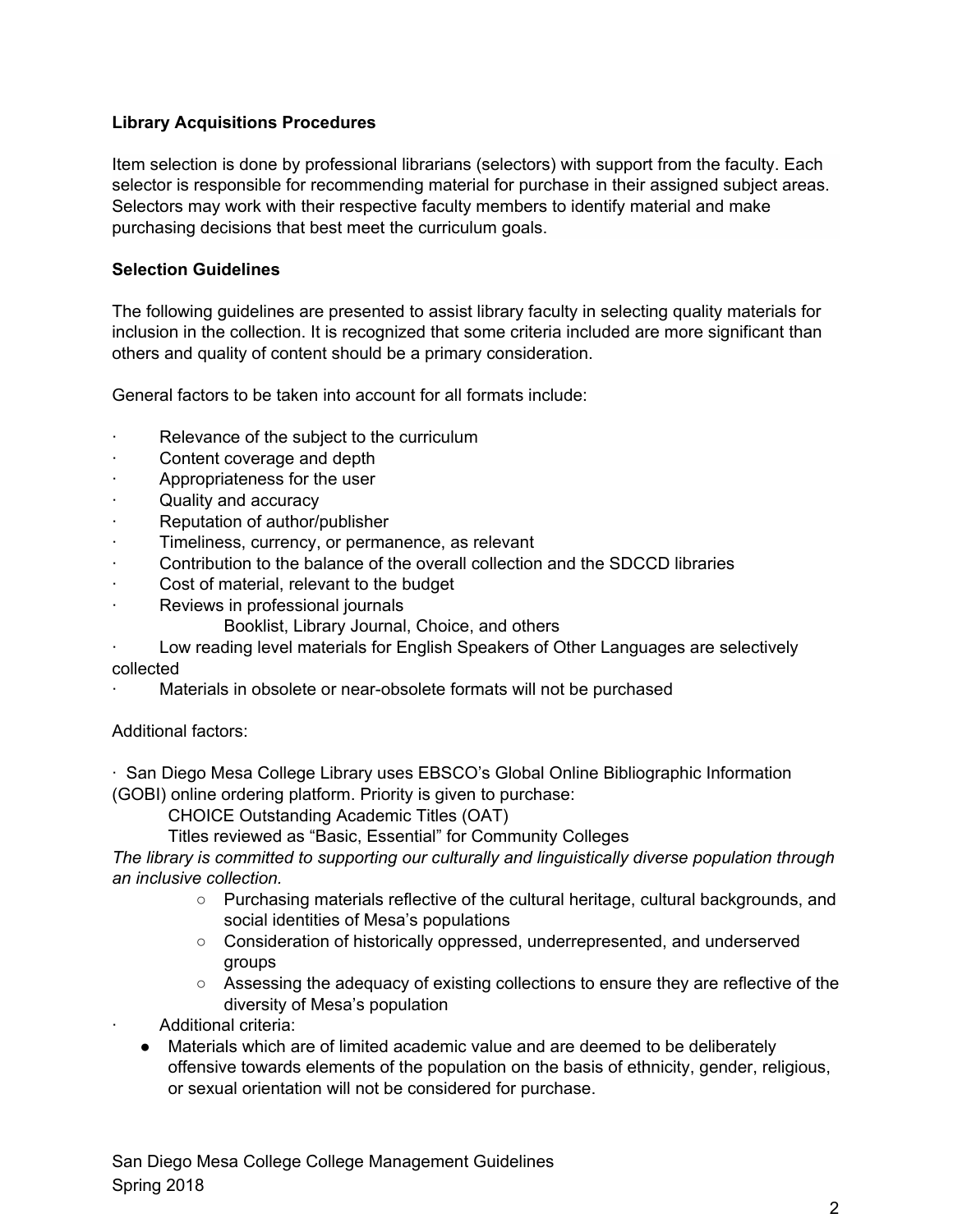**Library Acquisitions Procedures**

Item selection is done by professional librarians (selectors) with support from the faculty. Each selector is responsible for recommending material for purchase in their assigned subject areas. Selectors may work with their respective faculty members to identify material and make purchasing decisions that best meet the curriculum goals.

**Selection Guidelines**

The following guidelines are presented to assist library faculty in selecting quality materials for inclusion in the collection. It is recognized that some criteria included are more significant than others and quality of content should be a primary consideration.

General factors to be taken into account for all formats include:

- Relevance of the subject to the curriculum
- Content coverage and depth
- Appropriateness for the user
- Quality and accuracy
- Reputation of author/publisher
- Timeliness, currency, or permanence, as relevant
- Contribution to the balance of the overall collection and the SDCCD libraries
- Cost of material, relevant to the budget
- Reviews in professional journals
  - Booklist, Library Journal, Choice, and others
- Low reading level materials for English Speakers of Other Languages are selectively collected
- Materials in obsolete or near-obsolete formats will not be purchased

Additional factors:

- San Diego Mesa College Library uses EBSCO's Global Online Bibliographic Information (GOBI) online ordering platform. Priority is given to purchase:
  - CHOICE Outstanding Academic Titles (OAT)
  - Titles reviewed as "Basic, Essential" for Community Colleges

*The library is committed to supporting our culturally and linguistically diverse population through an inclusive collection.*

- Purchasing materials reflective of the cultural heritage, cultural backgrounds, and social identities of Mesa's populations
- Consideration of historically oppressed, underrepresented, and underserved groups
- Assessing the adequacy of existing collections to ensure they are reflective of the diversity of Mesa's population

- Additional criteria:
  - Materials which are of limited academic value and are deemed to be deliberately offensive towards elements of the population on the basis of ethnicity, gender, religious, or sexual orientation will not be considered for purchase.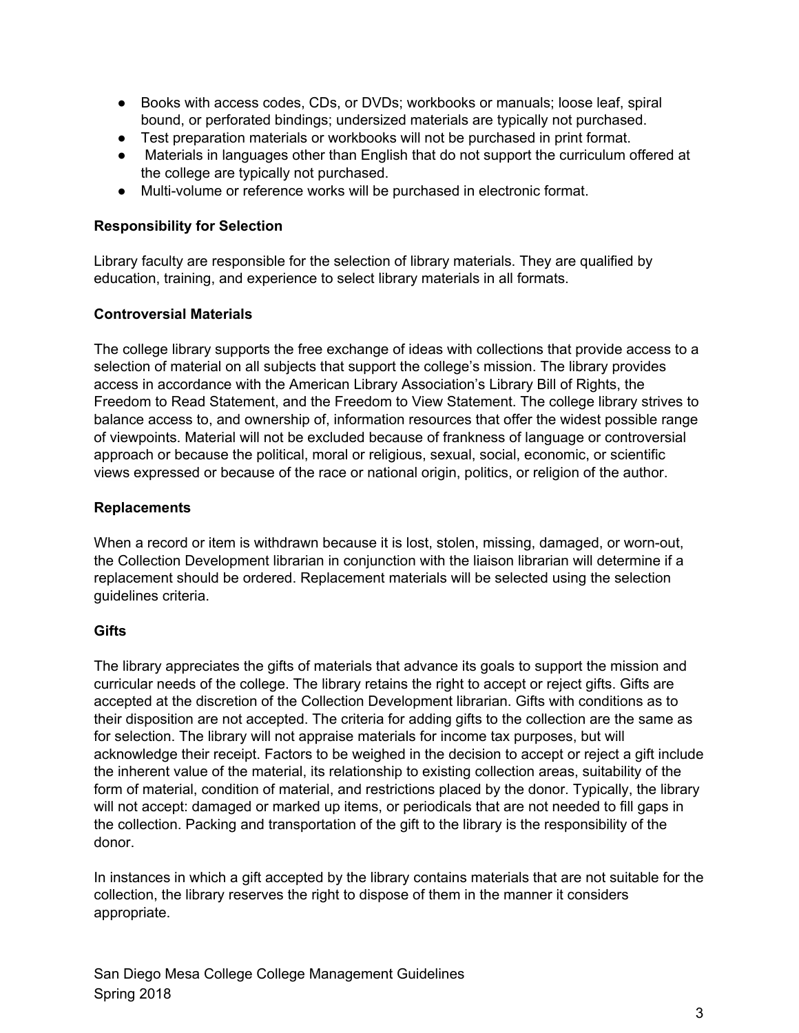- Books with access codes, CDs, or DVDs; workbooks or manuals; loose leaf, spiral bound, or perforated bindings; undersized materials are typically not purchased.
- Test preparation materials or workbooks will not be purchased in print format.
- Materials in languages other than English that do not support the curriculum offered at the college are typically not purchased.
- Multi-volume or reference works will be purchased in electronic format.

**Responsibility for Selection**

Library faculty are responsible for the selection of library materials. They are qualified by education, training, and experience to select library materials in all formats.

**Controversial Materials**

The college library supports the free exchange of ideas with collections that provide access to a selection of material on all subjects that support the college's mission. The library provides access in accordance with the American Library Association's Library Bill of Rights, the Freedom to Read Statement, and the Freedom to View Statement. The college library strives to balance access to, and ownership of, information resources that offer the widest possible range of viewpoints. Material will not be excluded because of frankness of language or controversial approach or because the political, moral or religious, sexual, social, economic, or scientific views expressed or because of the race or national origin, politics, or religion of the author.

**Replacements**

When a record or item is withdrawn because it is lost, stolen, missing, damaged, or worn-out, the Collection Development librarian in conjunction with the liaison librarian will determine if a replacement should be ordered. Replacement materials will be selected using the selection guidelines criteria.

**Gifts**

The library appreciates the gifts of materials that advance its goals to support the mission and curricular needs of the college. The library retains the right to accept or reject gifts. Gifts are accepted at the discretion of the Collection Development librarian. Gifts with conditions as to their disposition are not accepted. The criteria for adding gifts to the collection are the same as for selection. The library will not appraise materials for income tax purposes, but will acknowledge their receipt. Factors to be weighed in the decision to accept or reject a gift include the inherent value of the material, its relationship to existing collection areas, suitability of the form of material, condition of material, and restrictions placed by the donor. Typically, the library will not accept: damaged or marked up items, or periodicals that are not needed to fill gaps in the collection. Packing and transportation of the gift to the library is the responsibility of the donor.

In instances in which a gift accepted by the library contains materials that are not suitable for the collection, the library reserves the right to dispose of them in the manner it considers appropriate.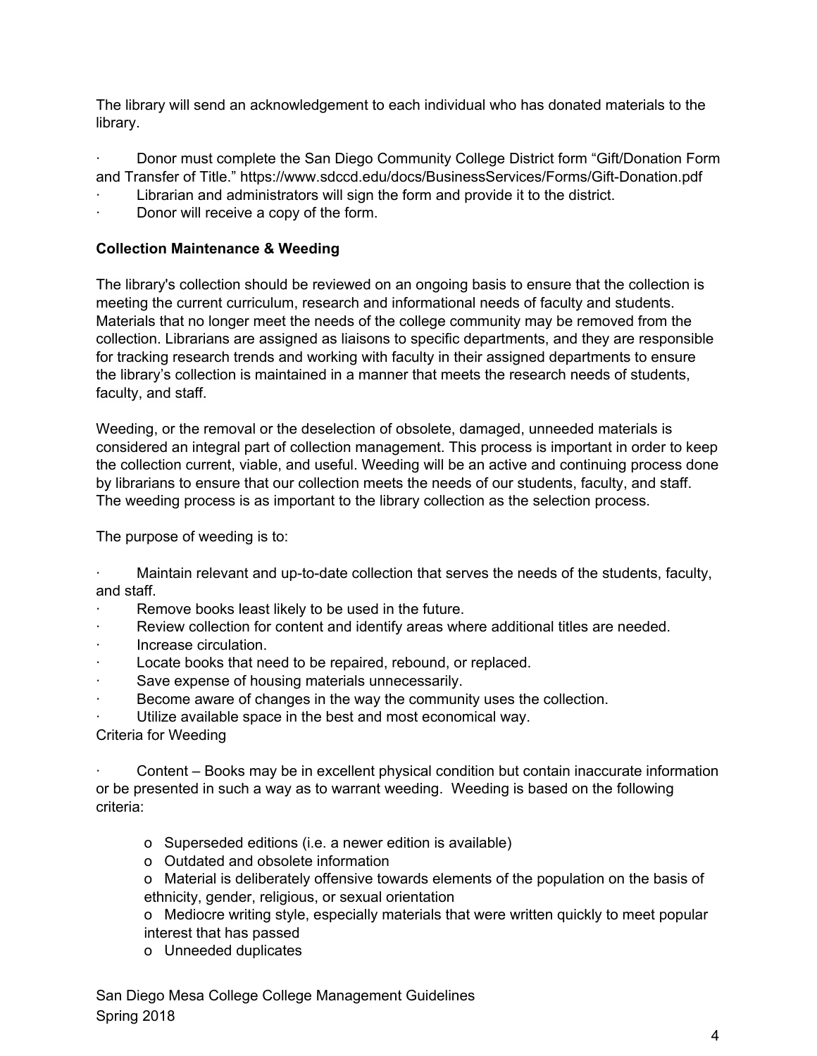The library will send an acknowledgement to each individual who has donated materials to the library.

- Donor must complete the San Diego Community College District form "Gift/Donation Form and Transfer of Title." https://www.sdccd.edu/docs/BusinessServices/Forms/Gift-Donation.pdf
- Librarian and administrators will sign the form and provide it to the district.
- Donor will receive a copy of the form.

**Collection Maintenance & Weeding**

The library's collection should be reviewed on an ongoing basis to ensure that the collection is meeting the current curriculum, research and informational needs of faculty and students. Materials that no longer meet the needs of the college community may be removed from the collection. Librarians are assigned as liaisons to specific departments, and they are responsible for tracking research trends and working with faculty in their assigned departments to ensure the library's collection is maintained in a manner that meets the research needs of students, faculty, and staff.

Weeding, or the removal or the deselection of obsolete, damaged, unneeded materials is considered an integral part of collection management. This process is important in order to keep the collection current, viable, and useful. Weeding will be an active and continuing process done by librarians to ensure that our collection meets the needs of our students, faculty, and staff. The weeding process is as important to the library collection as the selection process.

The purpose of weeding is to:

- Maintain relevant and up-to-date collection that serves the needs of the students, faculty, and staff.
- Remove books least likely to be used in the future.
- Review collection for content and identify areas where additional titles are needed.
- Increase circulation.
- Locate books that need to be repaired, rebound, or replaced.
- Save expense of housing materials unnecessarily.
- Become aware of changes in the way the community uses the collection.
- Utilize available space in the best and most economical way.

Criteria for Weeding

- Content – Books may be in excellent physical condition but contain inaccurate information or be presented in such a way as to warrant weeding. Weeding is based on the following criteria:
    - Superseded editions (i.e. a newer edition is available)
    - Outdated and obsolete information
    - Material is deliberately offensive towards elements of the population on the basis of ethnicity, gender, religious, or sexual orientation
    - Mediocre writing style, especially materials that were written quickly to meet popular interest that has passed
    - Unneeded duplicates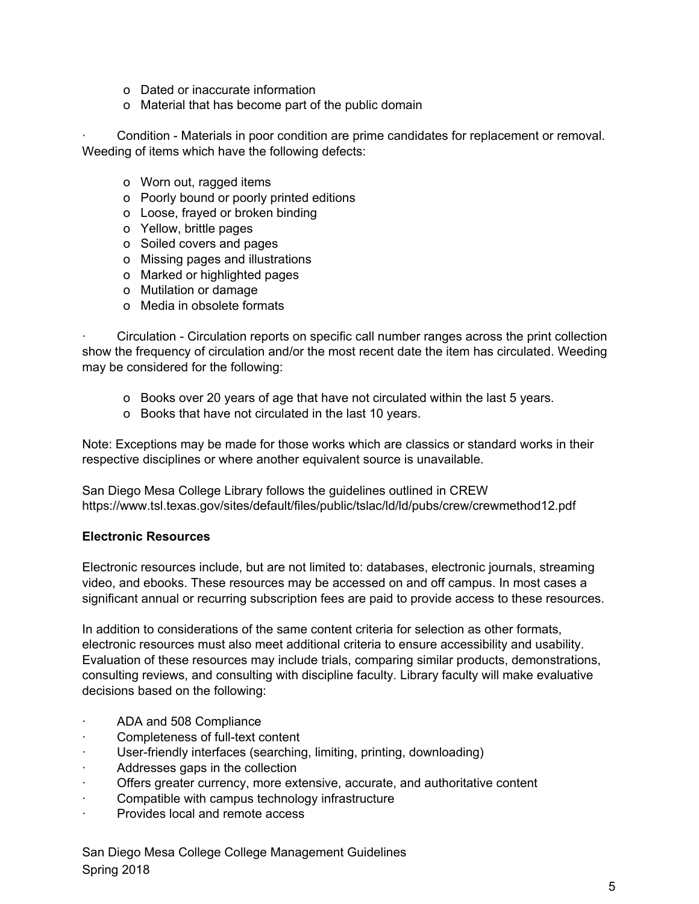- Dated or inaccurate information
- Material that has become part of the public domain

· Condition - Materials in poor condition are prime candidates for replacement or removal. Weeding of items which have the following defects:

- Worn out, ragged items
- Poorly bound or poorly printed editions
- Loose, frayed or broken binding
- Yellow, brittle pages
- Soiled covers and pages
- Missing pages and illustrations
- Marked or highlighted pages
- Mutilation or damage
- Media in obsolete formats

· Circulation - Circulation reports on specific call number ranges across the print collection show the frequency of circulation and/or the most recent date the item has circulated. Weeding may be considered for the following:

- Books over 20 years of age that have not circulated within the last 5 years.
- Books that have not circulated in the last 10 years.

Note: Exceptions may be made for those works which are classics or standard works in their respective disciplines or where another equivalent source is unavailable.

San Diego Mesa College Library follows the guidelines outlined in CREW https://www.tsl.texas.gov/sites/default/files/public/tslac/ld/ld/pubs/crew/crewmethod12.pdf

**Electronic Resources**

Electronic resources include, but are not limited to: databases, electronic journals, streaming video, and ebooks. These resources may be accessed on and off campus. In most cases a significant annual or recurring subscription fees are paid to provide access to these resources.

In addition to considerations of the same content criteria for selection as other formats, electronic resources must also meet additional criteria to ensure accessibility and usability. Evaluation of these resources may include trials, comparing similar products, demonstrations, consulting reviews, and consulting with discipline faculty. Library faculty will make evaluative decisions based on the following:

- ADA and 508 Compliance
- Completeness of full-text content
- User-friendly interfaces (searching, limiting, printing, downloading)
- Addresses gaps in the collection
- Offers greater currency, more extensive, accurate, and authoritative content
- Compatible with campus technology infrastructure
- Provides local and remote access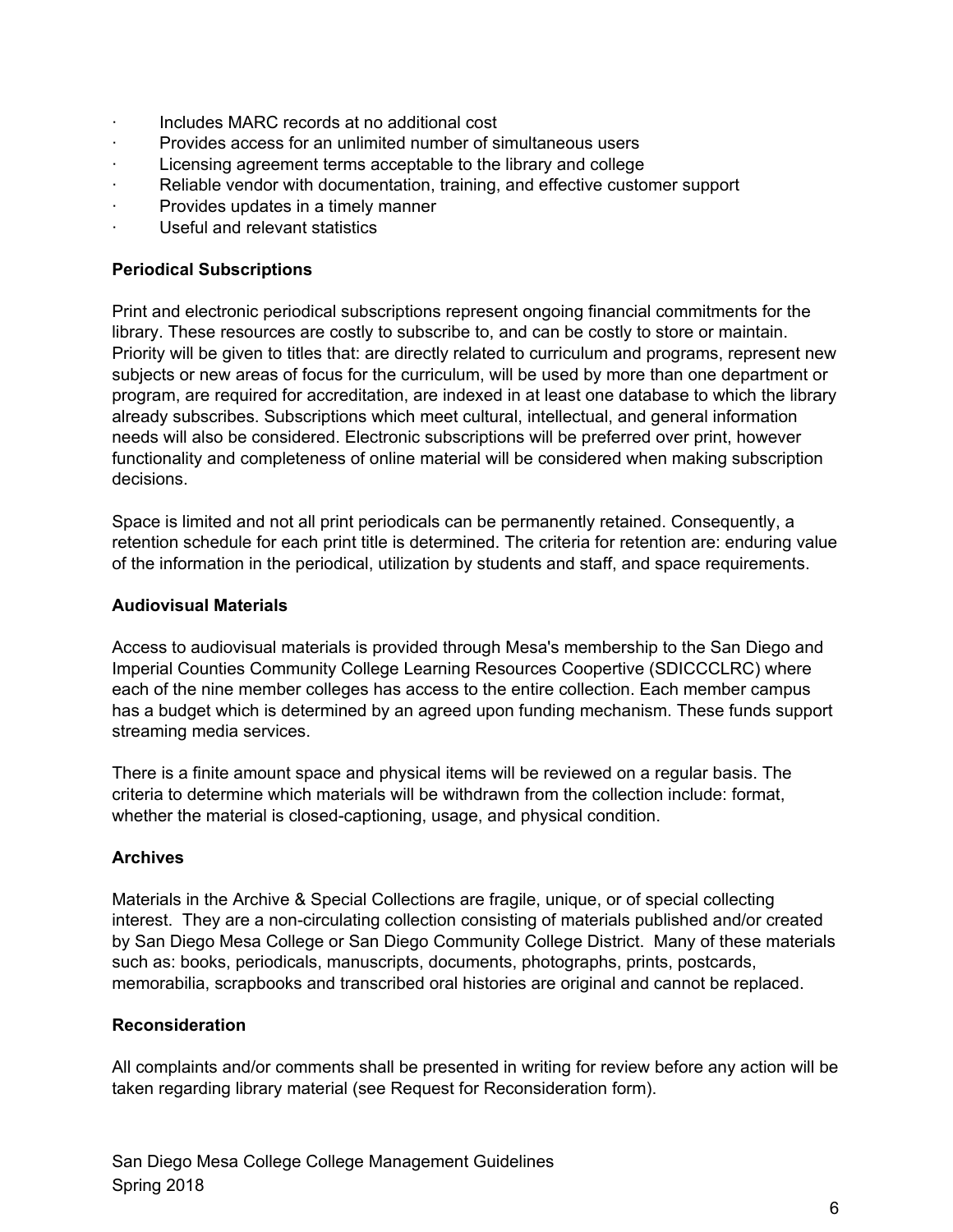- Includes MARC records at no additional cost
- Provides access for an unlimited number of simultaneous users
- Licensing agreement terms acceptable to the library and college
- Reliable vendor with documentation, training, and effective customer support
- Provides updates in a timely manner
- Useful and relevant statistics

**Periodical Subscriptions**

Print and electronic periodical subscriptions represent ongoing financial commitments for the library. These resources are costly to subscribe to, and can be costly to store or maintain. Priority will be given to titles that: are directly related to curriculum and programs, represent new subjects or new areas of focus for the curriculum, will be used by more than one department or program, are required for accreditation, are indexed in at least one database to which the library already subscribes. Subscriptions which meet cultural, intellectual, and general information needs will also be considered. Electronic subscriptions will be preferred over print, however functionality and completeness of online material will be considered when making subscription decisions.

Space is limited and not all print periodicals can be permanently retained. Consequently, a retention schedule for each print title is determined. The criteria for retention are: enduring value of the information in the periodical, utilization by students and staff, and space requirements.

**Audiovisual Materials**

Access to audiovisual materials is provided through Mesa's membership to the San Diego and Imperial Counties Community College Learning Resources Coopertive (SDICCCLRC) where each of the nine member colleges has access to the entire collection. Each member campus has a budget which is determined by an agreed upon funding mechanism. These funds support streaming media services.

There is a finite amount space and physical items will be reviewed on a regular basis. The criteria to determine which materials will be withdrawn from the collection include: format, whether the material is closed-captioning, usage, and physical condition.

**Archives**

Materials in the Archive & Special Collections are fragile, unique, or of special collecting interest. They are a non-circulating collection consisting of materials published and/or created by San Diego Mesa College or San Diego Community College District. Many of these materials such as: books, periodicals, manuscripts, documents, photographs, prints, postcards, memorabilia, scrapbooks and transcribed oral histories are original and cannot be replaced.

**Reconsideration**

All complaints and/or comments shall be presented in writing for review before any action will be taken regarding library material (see Request for Reconsideration form).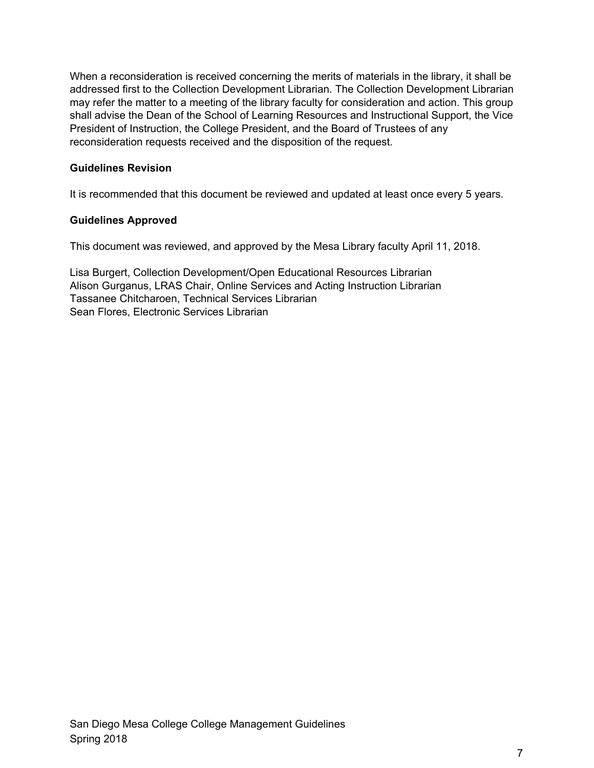When a reconsideration is received concerning the merits of materials in the library, it shall be addressed first to the Collection Development Librarian. The Collection Development Librarian may refer the matter to a meeting of the library faculty for consideration and action. This group shall advise the Dean of the School of Learning Resources and Instructional Support, the Vice President of Instruction, the College President, and the Board of Trustees of any reconsideration requests received and the disposition of the request.

**Guidelines Revision**

It is recommended that this document be reviewed and updated at least once every 5 years.

**Guidelines Approved**

This document was reviewed, and approved by the Mesa Library faculty April 11, 2018.

Lisa Burgert, Collection Development/Open Educational Resources Librarian
Alison Gurganus, LRAS Chair, Online Services and Acting Instruction Librarian
Tassanee Chitcharoen, Technical Services Librarian
Sean Flores, Electronic Services Librarian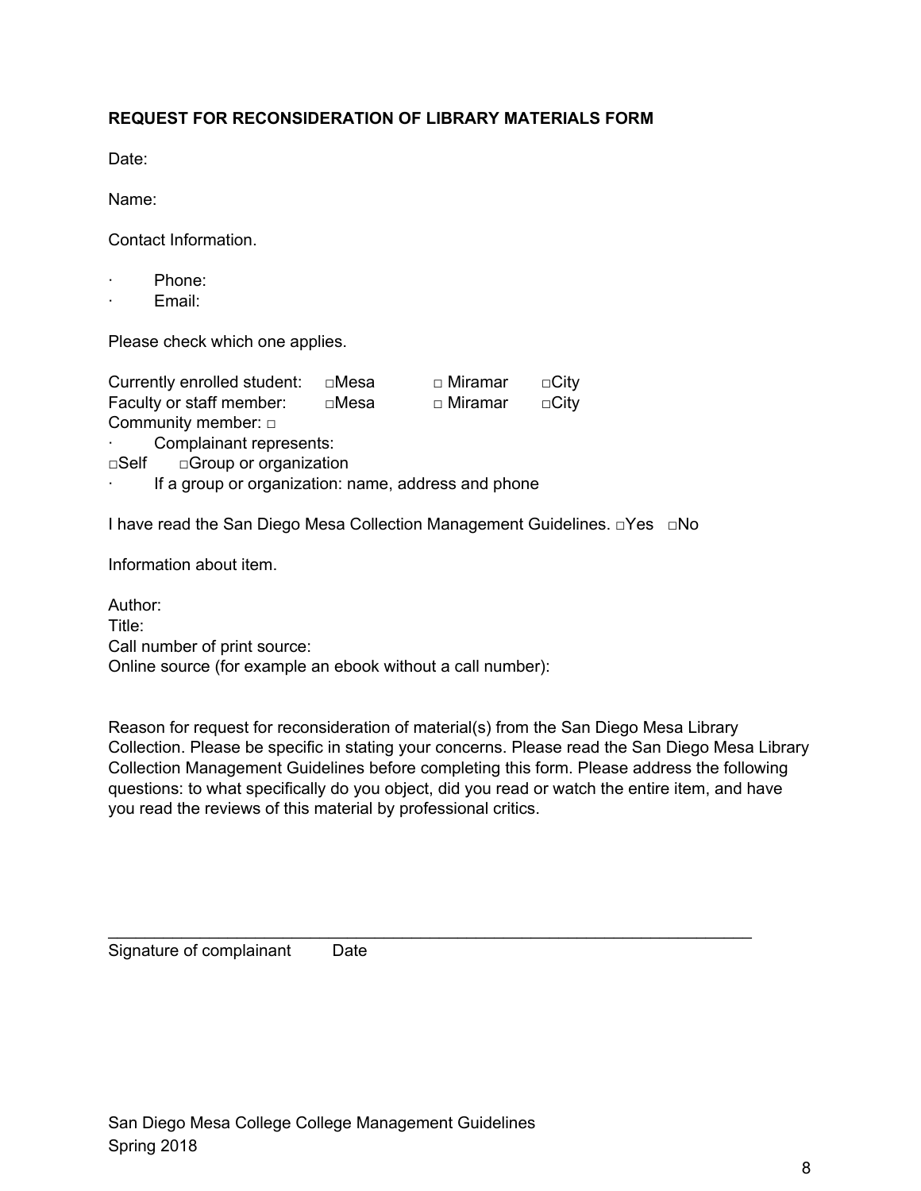**REQUEST FOR RECONSIDERATION OF LIBRARY MATERIALS FORM**

Date:

Name:

Contact Information.

- Phone:
- Email:

Please check which one applies.

Currently enrolled student: □Mesa □ Miramar □City
Faculty or staff member: □Mesa □ Miramar □City
Community member: □

- Complainant represents:

□Self □Group or organization

- If a group or organization: name, address and phone

I have read the San Diego Mesa Collection Management Guidelines. □Yes □No

Information about item.

Author:
Title:
Call number of print source:
Online source (for example an ebook without a call number):

Reason for request for reconsideration of material(s) from the San Diego Mesa Library Collection. Please be specific in stating your concerns. Please read the San Diego Mesa Library Collection Management Guidelines before completing this form. Please address the following questions: to what specifically do you object, did you read or watch the entire item, and have you read the reviews of this material by professional critics.

\_\_\_\_\_\_\_\_\_\_\_\_\_\_\_\_\_\_\_\_\_\_\_\_\_\_\_\_\_\_\_\_\_\_\_\_\_\_\_\_\_\_\_\_\_\_\_\_\_\_\_\_\_\_\_\_

Signature of complainant Date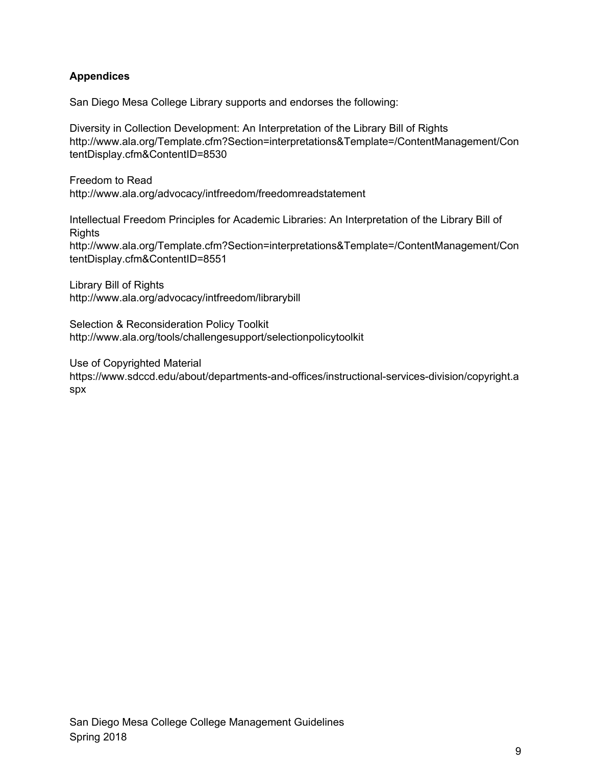## Appendices

San Diego Mesa College Library supports and endorses the following:

Diversity in Collection Development: An Interpretation of the Library Bill of Rights
http://www.ala.org/Template.cfm?Section=interpretations&Template=/ContentManagement/ContentDisplay.cfm&ContentID=8530

Freedom to Read
http://www.ala.org/advocacy/intfreedom/freedomreadstatement

Intellectual Freedom Principles for Academic Libraries: An Interpretation of the Library Bill of Rights
http://www.ala.org/Template.cfm?Section=interpretations&Template=/ContentManagement/ContentDisplay.cfm&ContentID=8551

Library Bill of Rights
http://www.ala.org/advocacy/intfreedom/librarybill

Selection & Reconsideration Policy Toolkit
http://www.ala.org/tools/challengesupport/selectionpolicytoolkit

Use of Copyrighted Material
https://www.sdccd.edu/about/departments-and-offices/instructional-services-division/copyright.aspx